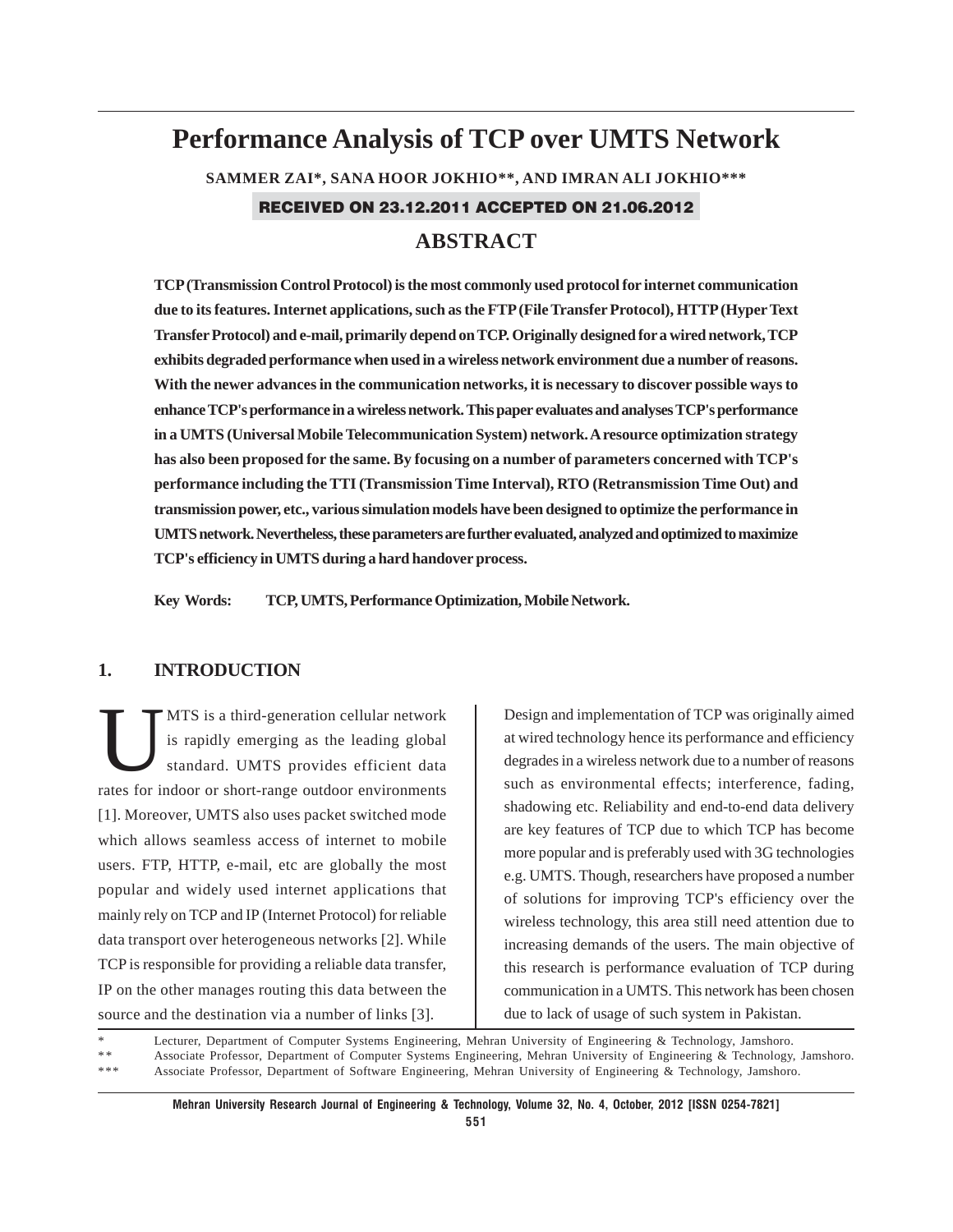# Performance Analysis of TCP over UMTS Network

**SAMMER ZAI\*, SANA HOOR JOKHIO\*\*, AND IMRAN ALI JOKHIO\*\*\***

**RECEIVED ON 23.12.2011 ACCEPTED ON 21.06.2012**

## ABSTRACT

**TCP (Transmission Control Protocol) is the most commonly used protocol for internet communication due to its features. Internet applications, such as the FTP (File Transfer Protocol), HTTP (Hyper Text Transfer Protocol) and e-mail, primarily depend on TCP. Originally designed for a wired network, TCP exhibits degraded performance when used in a wireless network environment due a number of reasons. With the newer advances in the communication networks, it is necessary to discover possible ways to enhance TCP's performance in a wireless network. This paper evaluates and analyses TCP's performance in a UMTS (Universal Mobile Telecommunication System) network. A resource optimization strategy has also been proposed for the same. By focusing on a number of parameters concerned with TCP's performance including the TTI (Transmission Time Interval), RTO (Retransmission Time Out) and transmission power, etc., various simulation models have been designed to optimize the performance in UMTS network. Nevertheless, these parameters are further evaluated, analyzed and optimized to maximize TCP's efficiency in UMTS during a hard handover process.**

**Key Words:** **TCP, UMTS, Performance Optimization, Mobile Network.**

## 1. INTRODUCTION

UMTS is a third-generation cellular network is rapidly emerging as the leading global standard. UMTS provides efficient data rates for indoor or short-range outdoor environments [1]. Moreover, UMTS also uses packet switched mode which allows seamless access of internet to mobile users. FTP, HTTP, e-mail, etc are globally the most popular and widely used internet applications that mainly rely on TCP and IP (Internet Protocol) for reliable data transport over heterogeneous networks [2]. While TCP is responsible for providing a reliable data transfer, IP on the other manages routing this data between the source and the destination via a number of links [3].

Design and implementation of TCP was originally aimed at wired technology hence its performance and efficiency degrades in a wireless network due to a number of reasons such as environmental effects; interference, fading, shadowing etc. Reliability and end-to-end data delivery are key features of TCP due to which TCP has become more popular and is preferably used with 3G technologies e.g. UMTS. Though, researchers have proposed a number of solutions for improving TCP's efficiency over the wireless technology, this area still need attention due to increasing demands of the users. The main objective of this research is performance evaluation of TCP during communication in a UMTS. This network has been chosen due to lack of usage of such system in Pakistan.

\* Lecturer, Department of Computer Systems Engineering, Mehran University of Engineering & Technology, Jamshoro.
\*\* Associate Professor, Department of Computer Systems Engineering, Mehran University of Engineering & Technology, Jamshoro.
\*\*\* Associate Professor, Department of Software Engineering, Mehran University of Engineering & Technology, Jamshoro.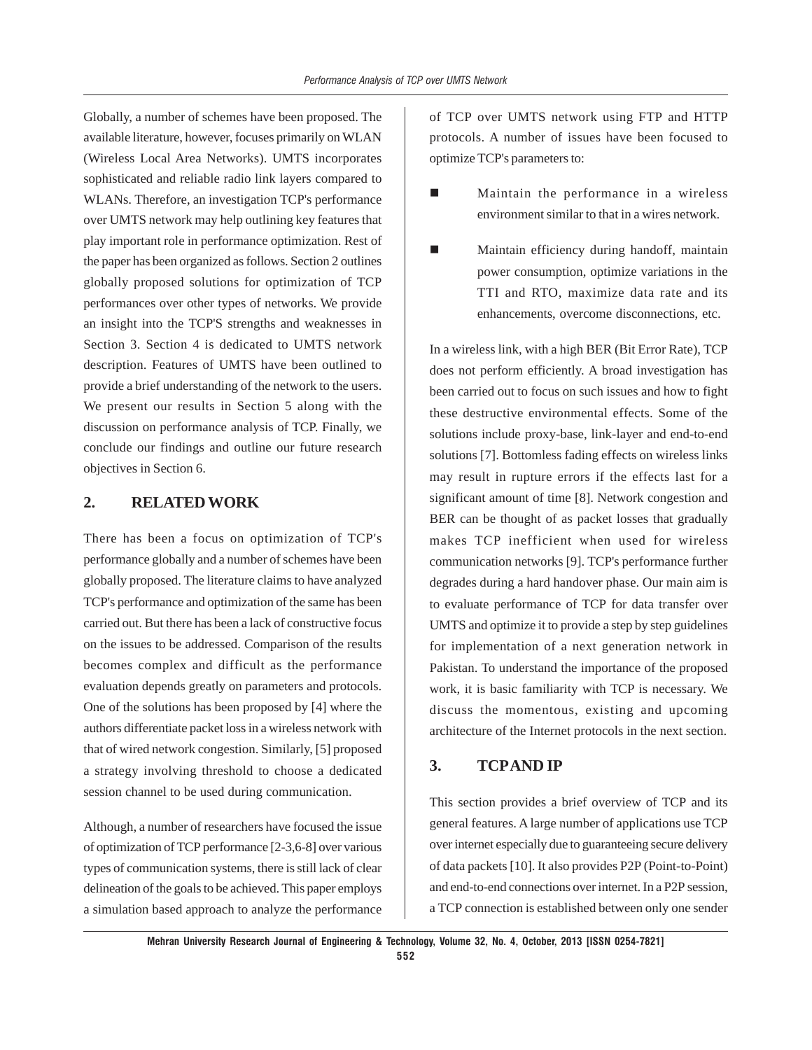Globally, a number of schemes have been proposed. The available literature, however, focuses primarily on WLAN (Wireless Local Area Networks). UMTS incorporates sophisticated and reliable radio link layers compared to WLANs. Therefore, an investigation TCP's performance over UMTS network may help outlining key features that play important role in performance optimization. Rest of the paper has been organized as follows. Section 2 outlines globally proposed solutions for optimization of TCP performances over other types of networks. We provide an insight into the TCP'S strengths and weaknesses in Section 3. Section 4 is dedicated to UMTS network description. Features of UMTS have been outlined to provide a brief understanding of the network to the users. We present our results in Section 5 along with the discussion on performance analysis of TCP. Finally, we conclude our findings and outline our future research objectives in Section 6.

## 2. RELATED WORK

There has been a focus on optimization of TCP's performance globally and a number of schemes have been globally proposed. The literature claims to have analyzed TCP's performance and optimization of the same has been carried out. But there has been a lack of constructive focus on the issues to be addressed. Comparison of the results becomes complex and difficult as the performance evaluation depends greatly on parameters and protocols. One of the solutions has been proposed by [4] where the authors differentiate packet loss in a wireless network with that of wired network congestion. Similarly, [5] proposed a strategy involving threshold to choose a dedicated session channel to be used during communication.

Although, a number of researchers have focused the issue of optimization of TCP performance [2-3,6-8] over various types of communication systems, there is still lack of clear delineation of the goals to be achieved. This paper employs a simulation based approach to analyze the performance of TCP over UMTS network using FTP and HTTP protocols. A number of issues have been focused to optimize TCP's parameters to:

- Maintain the performance in a wireless environment similar to that in a wires network.
- Maintain efficiency during handoff, maintain power consumption, optimize variations in the TTI and RTO, maximize data rate and its enhancements, overcome disconnections, etc.

In a wireless link, with a high BER (Bit Error Rate), TCP does not perform efficiently. A broad investigation has been carried out to focus on such issues and how to fight these destructive environmental effects. Some of the solutions include proxy-base, link-layer and end-to-end solutions [7]. Bottomless fading effects on wireless links may result in rupture errors if the effects last for a significant amount of time [8]. Network congestion and BER can be thought of as packet losses that gradually makes TCP inefficient when used for wireless communication networks [9]. TCP's performance further degrades during a hard handover phase. Our main aim is to evaluate performance of TCP for data transfer over UMTS and optimize it to provide a step by step guidelines for implementation of a next generation network in Pakistan. To understand the importance of the proposed work, it is basic familiarity with TCP is necessary. We discuss the momentous, existing and upcoming architecture of the Internet protocols in the next section.

## 3. TCP AND IP

This section provides a brief overview of TCP and its general features. A large number of applications use TCP over internet especially due to guaranteeing secure delivery of data packets [10]. It also provides P2P (Point-to-Point) and end-to-end connections over internet. In a P2P session, a TCP connection is established between only one sender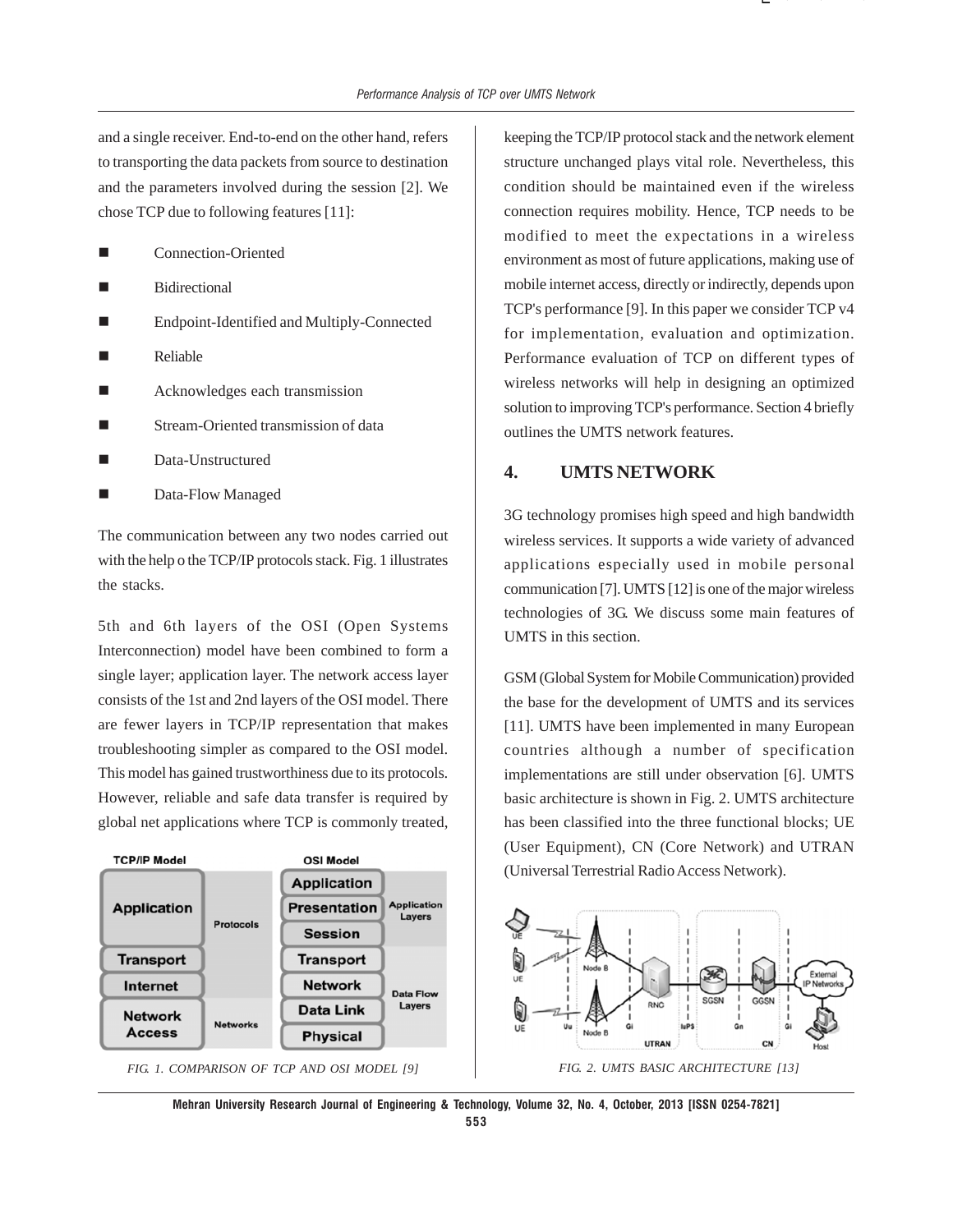and a single receiver. End-to-end on the other hand, refers to transporting the data packets from source to destination and the parameters involved during the session [2]. We chose TCP due to following features [11]:

- Connection-Oriented
- Bidirectional
- Endpoint-Identified and Multiply-Connected
- Reliable
- Acknowledges each transmission
- Stream-Oriented transmission of data
- Data-Unstructured
- Data-Flow Managed

The communication between any two nodes carried out with the help o the TCP/IP protocols stack. Fig. 1 illustrates the stacks.

5th and 6th layers of the OSI (Open Systems Interconnection) model have been combined to form a single layer; application layer. The network access layer consists of the 1st and 2nd layers of the OSI model. There are fewer layers in TCP/IP representation that makes troubleshooting simpler as compared to the OSI model. This model has gained trustworthiness due to its protocols. However, reliable and safe data transfer is required by global net applications where TCP is commonly treated,

FIG. 1. COMPARISON OF TCP AND OSI MODEL [9]

keeping the TCP/IP protocol stack and the network element structure unchanged plays vital role. Nevertheless, this condition should be maintained even if the wireless connection requires mobility. Hence, TCP needs to be modified to meet the expectations in a wireless environment as most of future applications, making use of mobile internet access, directly or indirectly, depends upon TCP's performance [9]. In this paper we consider TCP v4 for implementation, evaluation and optimization. Performance evaluation of TCP on different types of wireless networks will help in designing an optimized solution to improving TCP's performance. Section 4 briefly outlines the UMTS network features.

## 4. UMTS NETWORK

3G technology promises high speed and high bandwidth wireless services. It supports a wide variety of advanced applications especially used in mobile personal communication [7]. UMTS [12] is one of the major wireless technologies of 3G. We discuss some main features of UMTS in this section.

GSM (Global System for Mobile Communication) provided the base for the development of UMTS and its services [11]. UMTS have been implemented in many European countries although a number of specification implementations are still under observation [6]. UMTS basic architecture is shown in Fig. 2. UMTS architecture has been classified into the three functional blocks; UE (User Equipment), CN (Core Network) and UTRAN (Universal Terrestrial Radio Access Network).

FIG. 2. UMTS BASIC ARCHITECTURE [13]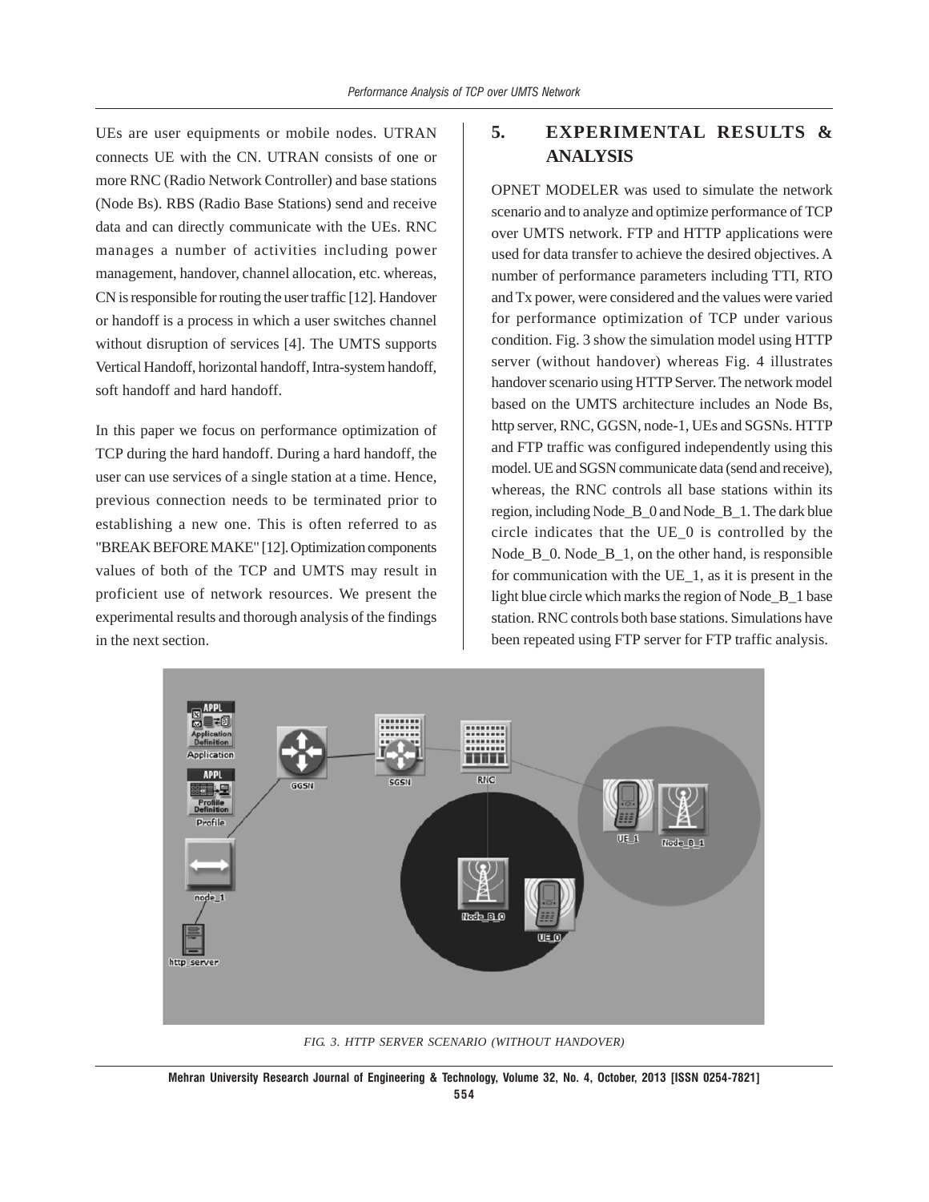UEs are user equipments or mobile nodes. UTRAN connects UE with the CN. UTRAN consists of one or more RNC (Radio Network Controller) and base stations (Node Bs). RBS (Radio Base Stations) send and receive data and can directly communicate with the UEs. RNC manages a number of activities including power management, handover, channel allocation, etc. whereas, CN is responsible for routing the user traffic [12]. Handover or handoff is a process in which a user switches channel without disruption of services [4]. The UMTS supports Vertical Handoff, horizontal handoff, Intra-system handoff, soft handoff and hard handoff.

In this paper we focus on performance optimization of TCP during the hard handoff. During a hard handoff, the user can use services of a single station at a time. Hence, previous connection needs to be terminated prior to establishing a new one. This is often referred to as "BREAK BEFORE MAKE" [12]. Optimization components values of both of the TCP and UMTS may result in proficient use of network resources. We present the experimental results and thorough analysis of the findings in the next section.

## 5. EXPERIMENTAL RESULTS & ANALYSIS

OPNET MODELER was used to simulate the network scenario and to analyze and optimize performance of TCP over UMTS network. FTP and HTTP applications were used for data transfer to achieve the desired objectives. A number of performance parameters including TTI, RTO and Tx power, were considered and the values were varied for performance optimization of TCP under various condition. Fig. 3 show the simulation model using HTTP server (without handover) whereas Fig. 4 illustrates handover scenario using HTTP Server. The network model based on the UMTS architecture includes an Node Bs, http server, RNC, GGSN, node-1, UEs and SGSNs. HTTP and FTP traffic was configured independently using this model. UE and SGSN communicate data (send and receive), whereas, the RNC controls all base stations within its region, including Node_B_0 and Node_B_1. The dark blue circle indicates that the UE_0 is controlled by the Node_B_0. Node_B_1, on the other hand, is responsible for communication with the UE_1, as it is present in the light blue circle which marks the region of Node_B_1 base station. RNC controls both base stations. Simulations have been repeated using FTP server for FTP traffic analysis.

*FIG. 3. HTTP SERVER SCENARIO (WITHOUT HANDOVER)*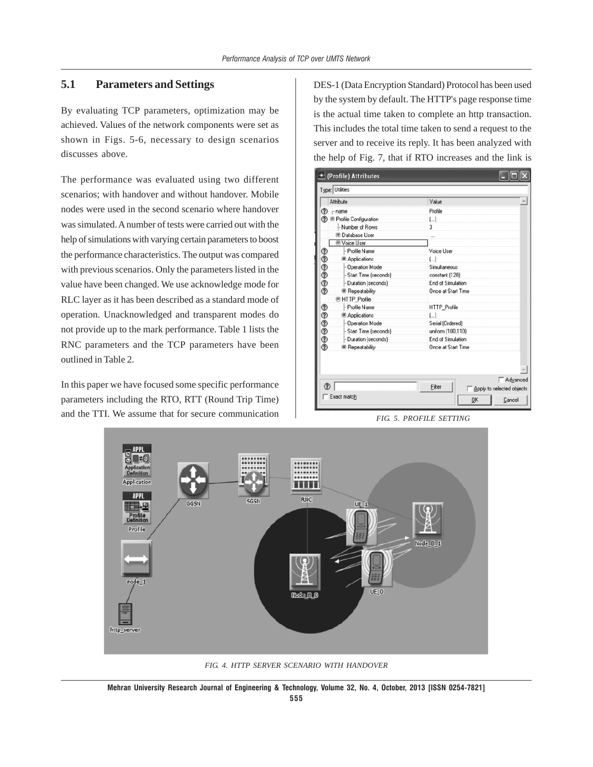## 5.1 Parameters and Settings

By evaluating TCP parameters, optimization may be achieved. Values of the network components were set as shown in Figs. 5-6, necessary to design scenarios discusses above.

The performance was evaluated using two different scenarios; with handover and without handover. Mobile nodes were used in the second scenario where handover was simulated. A number of tests were carried out with the help of simulations with varying certain parameters to boost the performance characteristics. The output was compared with previous scenarios. Only the parameters listed in the value have been changed. We use acknowledge mode for RLC layer as it has been described as a standard mode of operation. Unacknowledged and transparent modes do not provide up to the mark performance. Table 1 lists the RNC parameters and the TCP parameters have been outlined in Table 2.

In this paper we have focused some specific performance parameters including the RTO, RTT (Round Trip Time) and the TTI. We assume that for secure communication DES-1 (Data Encryption Standard) Protocol has been used by the system by default. The HTTP's page response time is the actual time taken to complete an http transaction. This includes the total time taken to send a request to the server and to receive its reply. It has been analyzed with the help of Fig. 7, that if RTO increases and the link is

FIG. 5. PROFILE SETTING

FIG. 4. HTTP SERVER SCENARIO WITH HANDOVER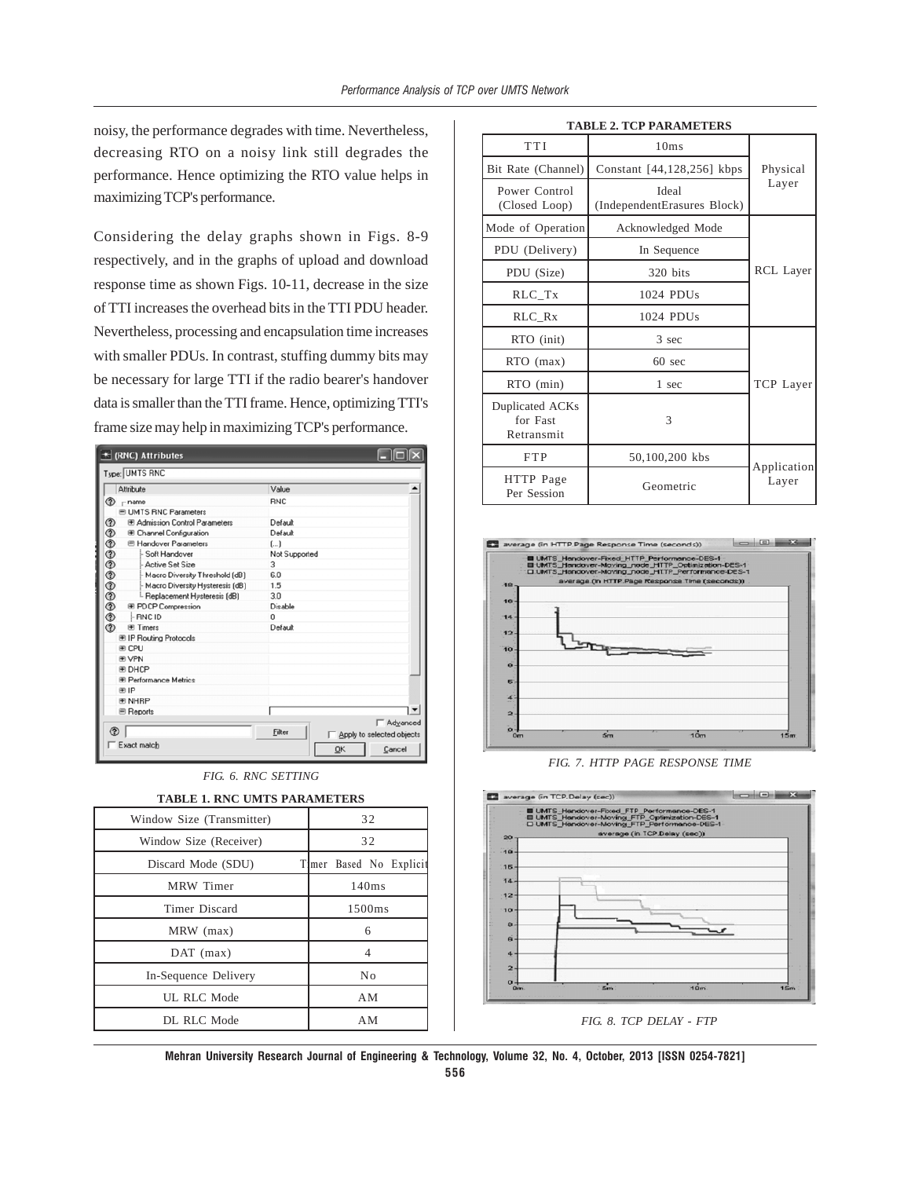noisy, the performance degrades with time. Nevertheless, decreasing RTO on a noisy link still degrades the performance. Hence optimizing the RTO value helps in maximizing TCP's performance.

Considering the delay graphs shown in Figs. 8-9 respectively, and in the graphs of upload and download response time as shown Figs. 10-11, decrease in the size of TTI increases the overhead bits in the TTI PDU header. Nevertheless, processing and encapsulation time increases with smaller PDUs. In contrast, stuffing dummy bits may be necessary for large TTI if the radio bearer's handover data is smaller than the TTI frame. Hence, optimizing TTI's frame size may help in maximizing TCP's performance.

*FIG. 6. RNC SETTING*

**TABLE 1. RNC UMTS PARAMETERS**

| Window Size (Transmitter) | 32 |
|---|---|
| Window Size (Receiver) | 32 |
| Discard Mode (SDU) | Timer Based No Explicit |
| MRW Timer | 140ms |
| Timer Discard | 1500ms |
| MRW (max) | 6 |
| DAT (max) | 4 |
| In-Sequence Delivery | No |
| UL RLC Mode | AM |
| DL RLC Mode | AM |

**TABLE 2. TCP PARAMETERS**

| TTI | 10ms | Physical Layer |
|---|---|---|
| Bit Rate (Channel) | Constant [44,128,256] kbps | |
| Power Control (Closed Loop) | Ideal (IndependentErasures Block) | |
| Mode of Operation | Acknowledged Mode | RCL Layer |
| PDU (Delivery) | In Sequence | |
| PDU (Size) | 320 bits | |
| RLC_Tx | 1024 PDUs | |
| RLC_Rx | 1024 PDUs | |
| RTO (init) | 3 sec | TCP Layer |
| RTO (max) | 60 sec | |
| RTO (min) | 1 sec | |
| Duplicated ACKs for Fast Retransmit | 3 | |
| FTP | 50,100,200 kbs | Application Layer |
| HTTP Page Per Session | Geometric | |

*FIG. 7. HTTP PAGE RESPONSE TIME*

*FIG. 8. TCP DELAY - FTP*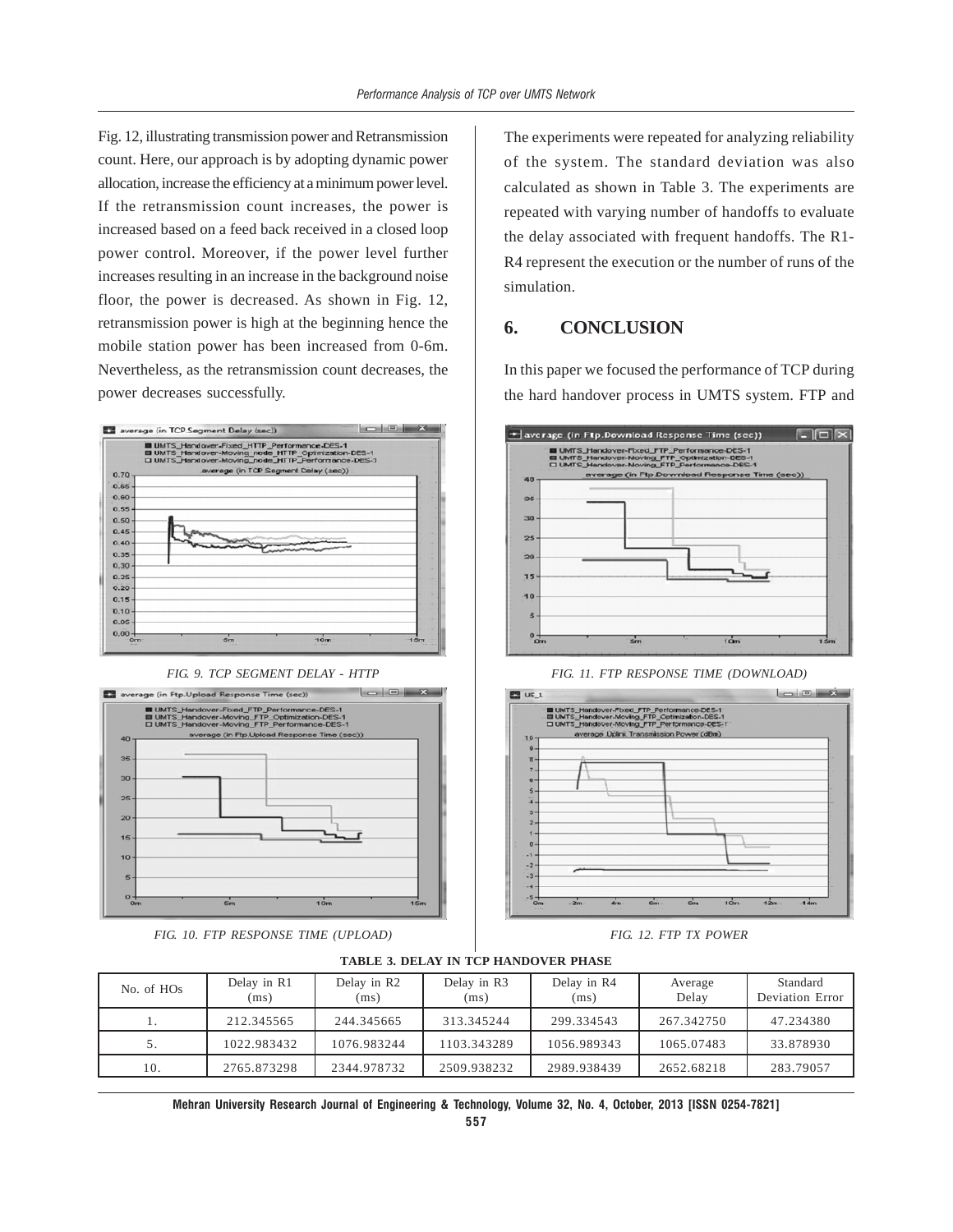Fig. 12, illustrating transmission power and Retransmission count. Here, our approach is by adopting dynamic power allocation, increase the efficiency at a minimum power level. If the retransmission count increases, the power is increased based on a feed back received in a closed loop power control. Moreover, if the power level further increases resulting in an increase in the background noise floor, the power is decreased. As shown in Fig. 12, retransmission power is high at the beginning hence the mobile station power has been increased from 0-6m. Nevertheless, as the retransmission count decreases, the power decreases successfully.

*FIG. 9. TCP SEGMENT DELAY - HTTP*

*FIG. 10. FTP RESPONSE TIME (UPLOAD)*

The experiments were repeated for analyzing reliability of the system. The standard deviation was also calculated as shown in Table 3. The experiments are repeated with varying number of handoffs to evaluate the delay associated with frequent handoffs. The R1-R4 represent the execution or the number of runs of the simulation.

## 6. CONCLUSION

In this paper we focused the performance of TCP during the hard handover process in UMTS system. FTP and

*FIG. 11. FTP RESPONSE TIME (DOWNLOAD)*

*FIG. 12. FTP TX POWER*

**TABLE 3. DELAY IN TCP HANDOVER PHASE**

| No. of HOs | Delay in R1 (ms) | Delay in R2 (ms) | Delay in R3 (ms) | Delay in R4 (ms) | Average Delay | Standard Deviation Error |
|---|---|---|---|---|---|---|
| 1. | 212.345565 | 244.345665 | 313.345244 | 299.334543 | 267.342750 | 47.234380 |
| 5. | 1022.983432 | 1076.983244 | 1103.343289 | 1056.989343 | 1065.07483 | 33.878930 |
| 10. | 2765.873298 | 2344.978732 | 2509.938232 | 2989.938439 | 2652.68218 | 283.79057 |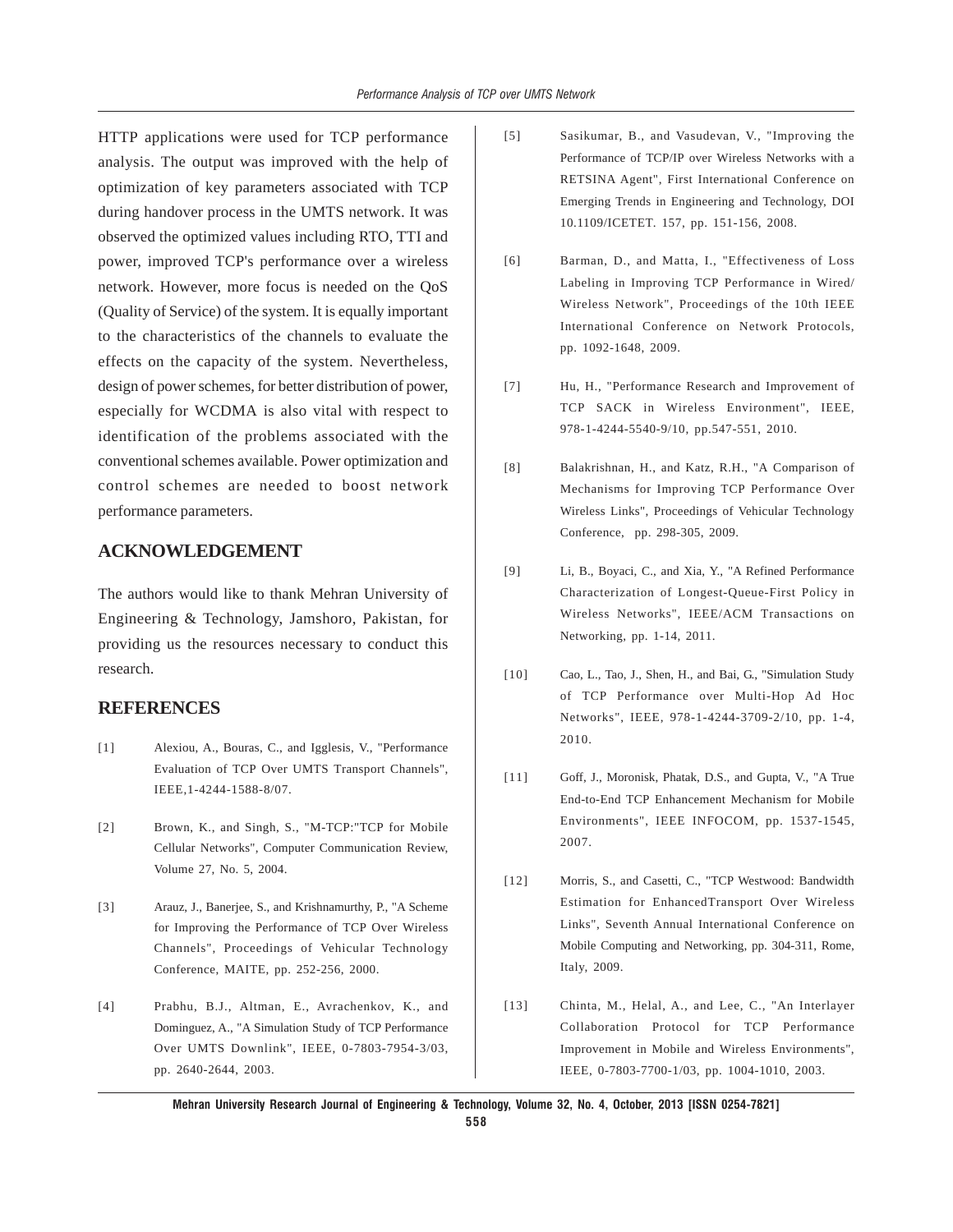HTTP applications were used for TCP performance analysis. The output was improved with the help of optimization of key parameters associated with TCP during handover process in the UMTS network. It was observed the optimized values including RTO, TTI and power, improved TCP's performance over a wireless network. However, more focus is needed on the QoS (Quality of Service) of the system. It is equally important to the characteristics of the channels to evaluate the effects on the capacity of the system. Nevertheless, design of power schemes, for better distribution of power, especially for WCDMA is also vital with respect to identification of the problems associated with the conventional schemes available. Power optimization and control schemes are needed to boost network performance parameters.

## ACKNOWLEDGEMENT

The authors would like to thank Mehran University of Engineering & Technology, Jamshoro, Pakistan, for providing us the resources necessary to conduct this research.

## REFERENCES

[1] Alexiou, A., Bouras, C., and Igglesis, V., "Performance Evaluation of TCP Over UMTS Transport Channels", IEEE,1-4244-1588-8/07.

[2] Brown, K., and Singh, S., "M-TCP:"TCP for Mobile Cellular Networks", Computer Communication Review, Volume 27, No. 5, 2004.

[3] Arauz, J., Banerjee, S., and Krishnamurthy, P., "A Scheme for Improving the Performance of TCP Over Wireless Channels", Proceedings of Vehicular Technology Conference, MAITE, pp. 252-256, 2000.

[4] Prabhu, B.J., Altman, E., Avrachenkov, K., and Dominguez, A., "A Simulation Study of TCP Performance Over UMTS Downlink", IEEE, 0-7803-7954-3/03, pp. 2640-2644, 2003.

[5] Sasikumar, B., and Vasudevan, V., "Improving the Performance of TCP/IP over Wireless Networks with a RETSINA Agent", First International Conference on Emerging Trends in Engineering and Technology, DOI 10.1109/ICETET. 157, pp. 151-156, 2008.

[6] Barman, D., and Matta, I., "Effectiveness of Loss Labeling in Improving TCP Performance in Wired/ Wireless Network", Proceedings of the 10th IEEE International Conference on Network Protocols, pp. 1092-1648, 2009.

[7] Hu, H., "Performance Research and Improvement of TCP SACK in Wireless Environment", IEEE, 978-1-4244-5540-9/10, pp.547-551, 2010.

[8] Balakrishnan, H., and Katz, R.H., "A Comparison of Mechanisms for Improving TCP Performance Over Wireless Links", Proceedings of Vehicular Technology Conference, pp. 298-305, 2009.

[9] Li, B., Boyaci, C., and Xia, Y., "A Refined Performance Characterization of Longest-Queue-First Policy in Wireless Networks", IEEE/ACM Transactions on Networking, pp. 1-14, 2011.

[10] Cao, L., Tao, J., Shen, H., and Bai, G., "Simulation Study of TCP Performance over Multi-Hop Ad Hoc Networks", IEEE, 978-1-4244-3709-2/10, pp. 1-4, 2010.

[11] Goff, J., Moronisk, Phatak, D.S., and Gupta, V., "A True End-to-End TCP Enhancement Mechanism for Mobile Environments", IEEE INFOCOM, pp. 1537-1545, 2007.

[12] Morris, S., and Casetti, C., "TCP Westwood: Bandwidth Estimation for EnhancedTransport Over Wireless Links", Seventh Annual International Conference on Mobile Computing and Networking, pp. 304-311, Rome, Italy, 2009.

[13] Chinta, M., Helal, A., and Lee, C., "An Interlayer Collaboration Protocol for TCP Performance Improvement in Mobile and Wireless Environments", IEEE, 0-7803-7700-1/03, pp. 1004-1010, 2003.